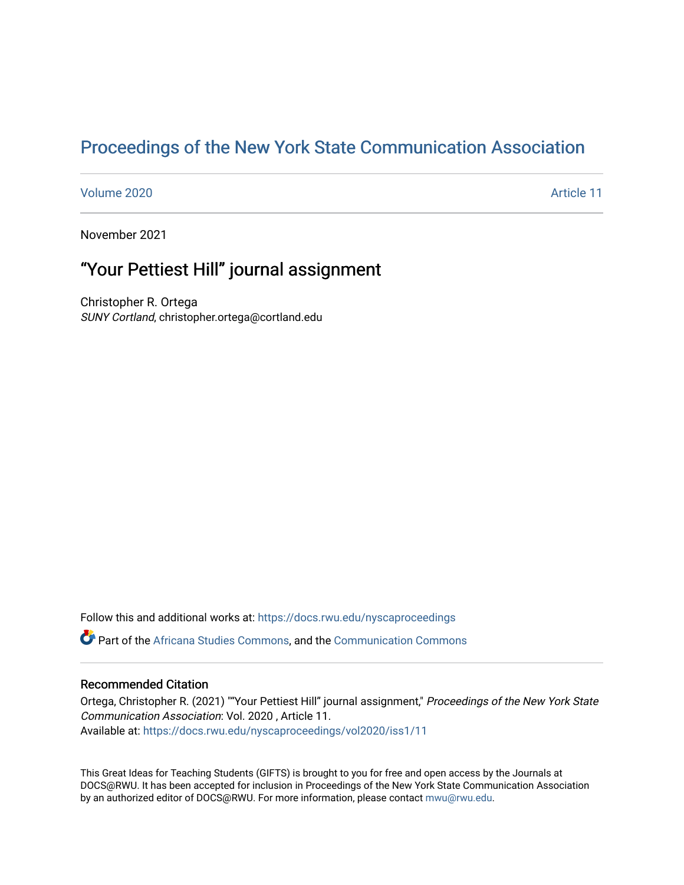# Proceedings of the New York State Communication Association

Volume 2020 Article 11

November 2021

## "Your Pettiest Hill" journal assignment

Christopher R. Ortega
*SUNY Cortland*, christopher.ortega@cortland.edu

Follow this and additional works at: https://docs.rwu.edu/nyscaproceedings

Part of the Africana Studies Commons, and the Communication Commons

### Recommended Citation

Ortega, Christopher R. (2021) ""Your Pettiest Hill" journal assignment," *Proceedings of the New York State Communication Association*: Vol. 2020 , Article 11.
Available at: https://docs.rwu.edu/nyscaproceedings/vol2020/iss1/11

This Great Ideas for Teaching Students (GIFTS) is brought to you for free and open access by the Journals at DOCS@RWU. It has been accepted for inclusion in Proceedings of the New York State Communication Association by an authorized editor of DOCS@RWU. For more information, please contact mwu@rwu.edu.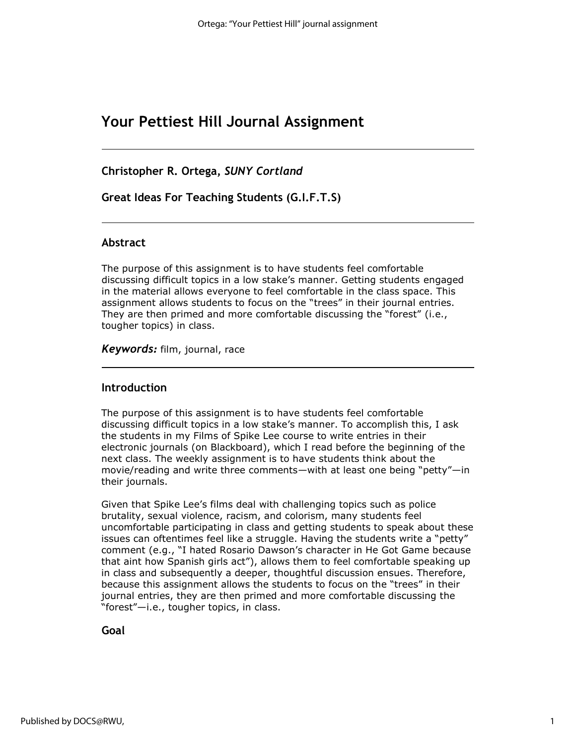# Your Pettiest Hill Journal Assignment

**Christopher R. Ortega,** ***SUNY Cortland***

**Great Ideas For Teaching Students (G.I.F.T.S)**

## Abstract

The purpose of this assignment is to have students feel comfortable discussing difficult topics in a low stake's manner. Getting students engaged in the material allows everyone to feel comfortable in the class space. This assignment allows students to focus on the "trees" in their journal entries. They are then primed and more comfortable discussing the "forest" (i.e., tougher topics) in class.

***Keywords:*** film, journal, race

## Introduction

The purpose of this assignment is to have students feel comfortable discussing difficult topics in a low stake's manner. To accomplish this, I ask the students in my Films of Spike Lee course to write entries in their electronic journals (on Blackboard), which I read before the beginning of the next class. The weekly assignment is to have students think about the movie/reading and write three comments—with at least one being "petty"—in their journals.

Given that Spike Lee's films deal with challenging topics such as police brutality, sexual violence, racism, and colorism, many students feel uncomfortable participating in class and getting students to speak about these issues can oftentimes feel like a struggle. Having the students write a "petty" comment (e.g., "I hated Rosario Dawson's character in He Got Game because that aint how Spanish girls act"), allows them to feel comfortable speaking up in class and subsequently a deeper, thoughtful discussion ensues. Therefore, because this assignment allows the students to focus on the "trees" in their journal entries, they are then primed and more comfortable discussing the "forest"—i.e., tougher topics, in class.

## Goal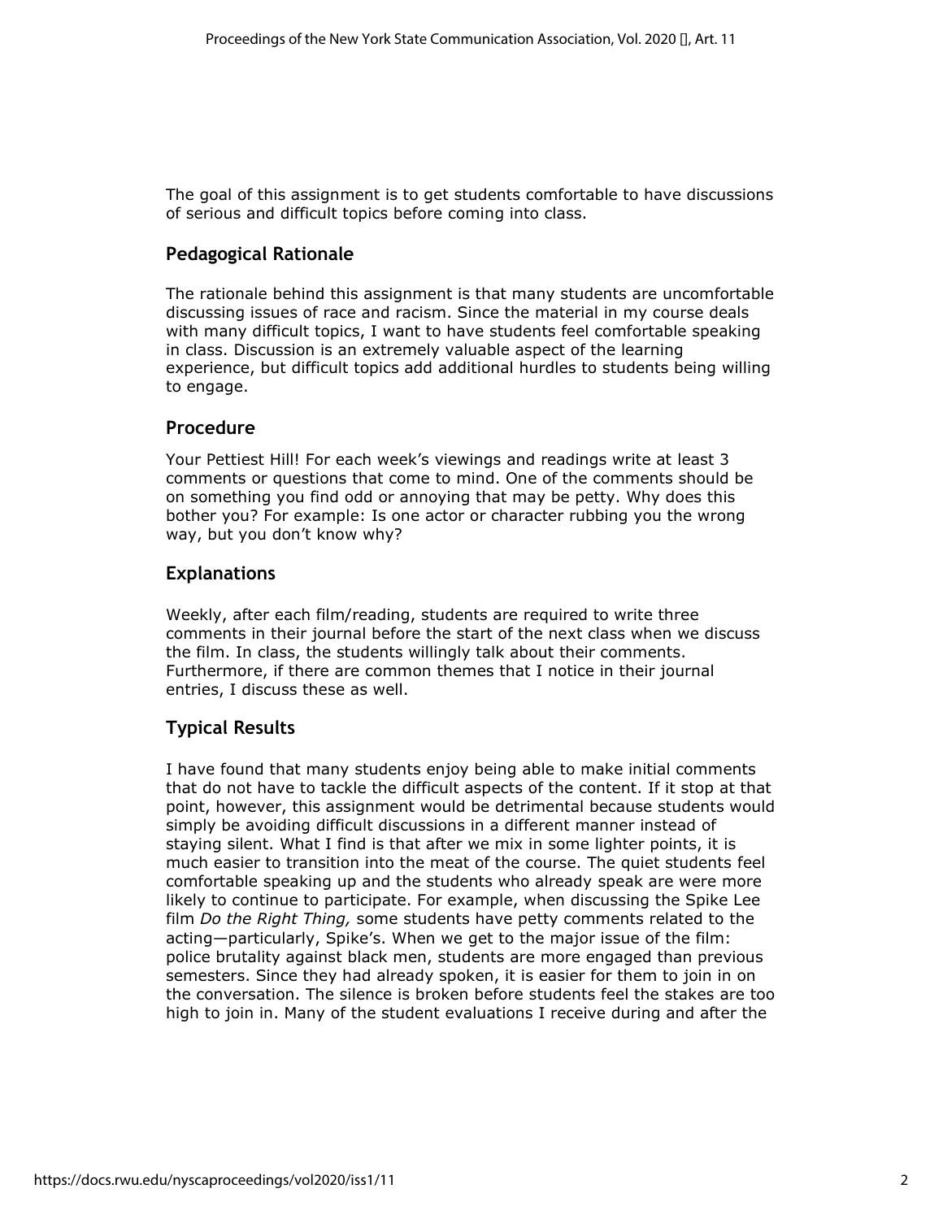The goal of this assignment is to get students comfortable to have discussions of serious and difficult topics before coming into class.

## Pedagogical Rationale

The rationale behind this assignment is that many students are uncomfortable discussing issues of race and racism. Since the material in my course deals with many difficult topics, I want to have students feel comfortable speaking in class. Discussion is an extremely valuable aspect of the learning experience, but difficult topics add additional hurdles to students being willing to engage.

## Procedure

Your Pettiest Hill! For each week's viewings and readings write at least 3 comments or questions that come to mind. One of the comments should be on something you find odd or annoying that may be petty. Why does this bother you? For example: Is one actor or character rubbing you the wrong way, but you don't know why?

## Explanations

Weekly, after each film/reading, students are required to write three comments in their journal before the start of the next class when we discuss the film. In class, the students willingly talk about their comments. Furthermore, if there are common themes that I notice in their journal entries, I discuss these as well.

## Typical Results

I have found that many students enjoy being able to make initial comments that do not have to tackle the difficult aspects of the content. If it stop at that point, however, this assignment would be detrimental because students would simply be avoiding difficult discussions in a different manner instead of staying silent. What I find is that after we mix in some lighter points, it is much easier to transition into the meat of the course. The quiet students feel comfortable speaking up and the students who already speak are were more likely to continue to participate. For example, when discussing the Spike Lee film *Do the Right Thing,* some students have petty comments related to the acting—particularly, Spike's. When we get to the major issue of the film: police brutality against black men, students are more engaged than previous semesters. Since they had already spoken, it is easier for them to join in on the conversation. The silence is broken before students feel the stakes are too high to join in. Many of the student evaluations I receive during and after the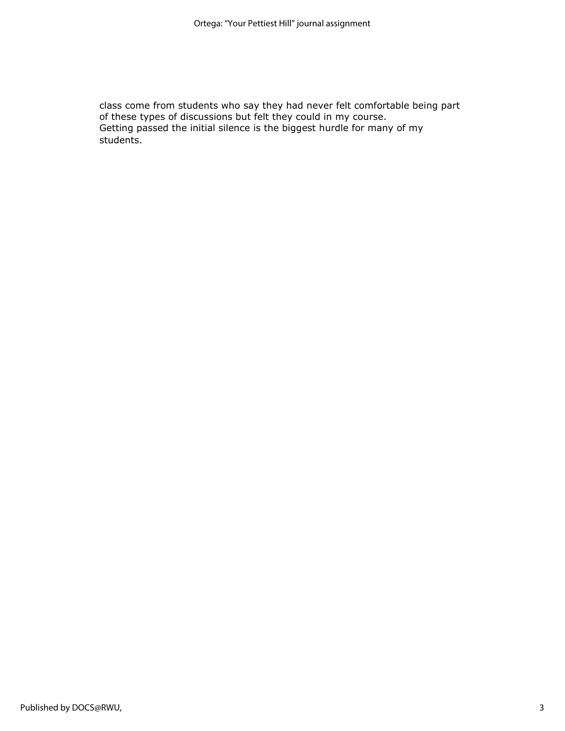class come from students who say they had never felt comfortable being part of these types of discussions but felt they could in my course.
Getting passed the initial silence is the biggest hurdle for many of my students.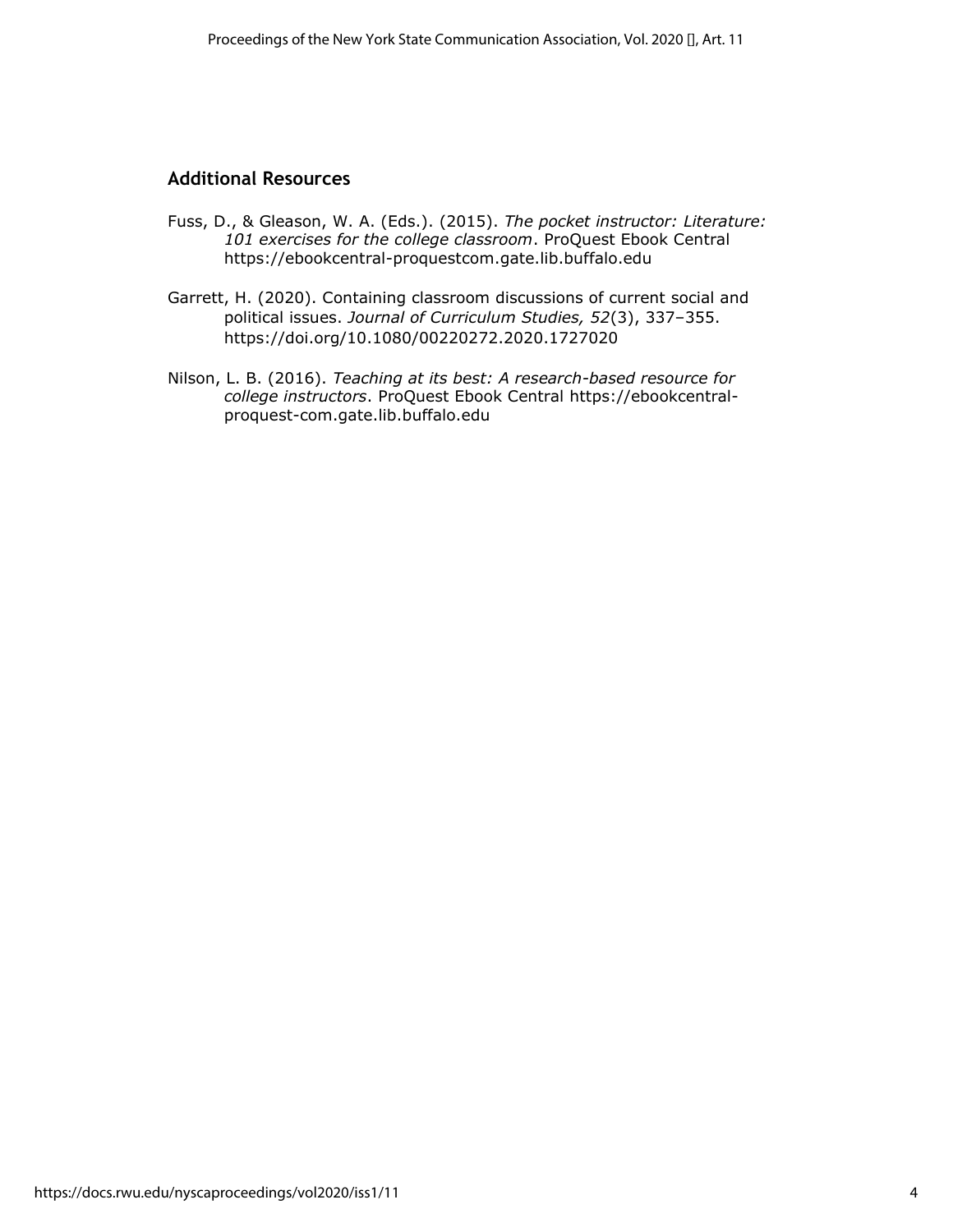## Additional Resources

Fuss, D., & Gleason, W. A. (Eds.). (2015). *The pocket instructor: Literature: 101 exercises for the college classroom*. ProQuest Ebook Central https://ebookcentral-proquestcom.gate.lib.buffalo.edu

Garrett, H. (2020). Containing classroom discussions of current social and political issues. *Journal of Curriculum Studies, 52*(3), 337–355. https://doi.org/10.1080/00220272.2020.1727020

Nilson, L. B. (2016). *Teaching at its best: A research-based resource for college instructors*. ProQuest Ebook Central https://ebookcentral-proquest-com.gate.lib.buffalo.edu